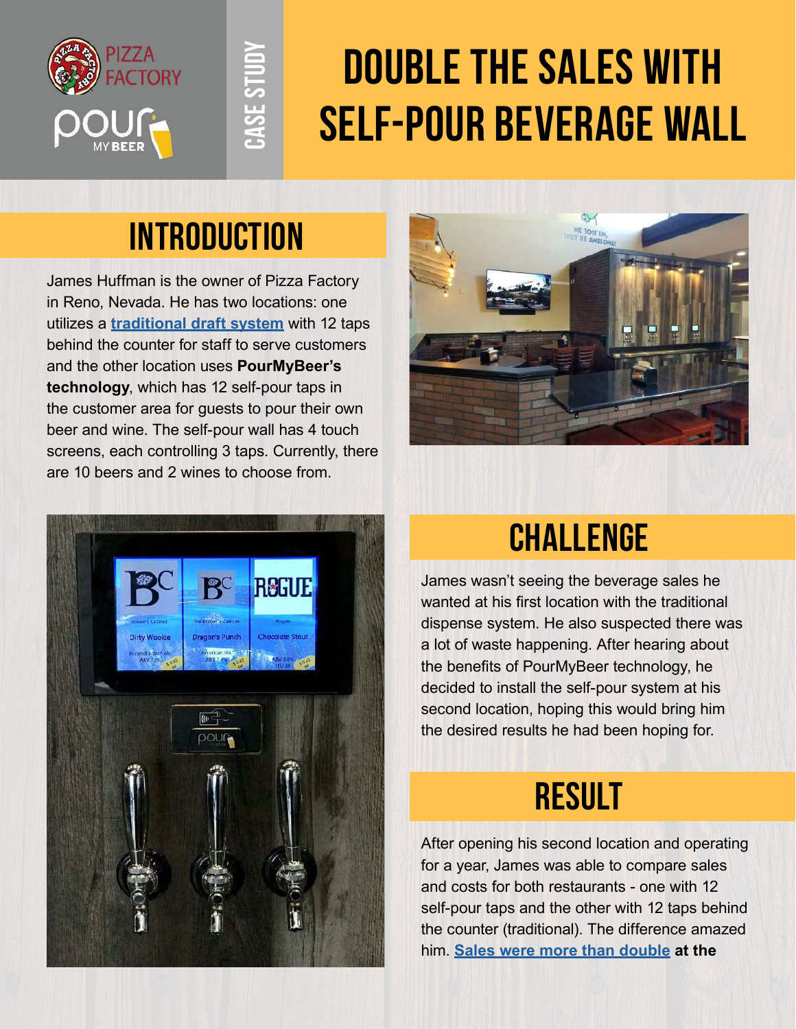# Double the Sales with Self-Pour Beverage Wall

CASE STUDY

## Introduction

James Huffman is the owner of Pizza Factory in Reno, Nevada. He has two locations: one utilizes a **traditional draft system** with 12 taps behind the counter for staff to serve customers and the other location uses **PourMyBeer's technology**, which has 12 self-pour taps in the customer area for guests to pour their own beer and wine. The self-pour wall has 4 touch screens, each controlling 3 taps. Currently, there are 10 beers and 2 wines to choose from.

## Challenge

James wasn't seeing the beverage sales he wanted at his first location with the traditional dispense system. He also suspected there was a lot of waste happening. After hearing about the benefits of PourMyBeer technology, he decided to install the self-pour system at his second location, hoping this would bring him the desired results he had been hoping for.

## Result

After opening his second location and operating for a year, James was able to compare sales and costs for both restaurants - one with 12 self-pour taps and the other with 12 taps behind the counter (traditional). The difference amazed him. **Sales were more than double at the**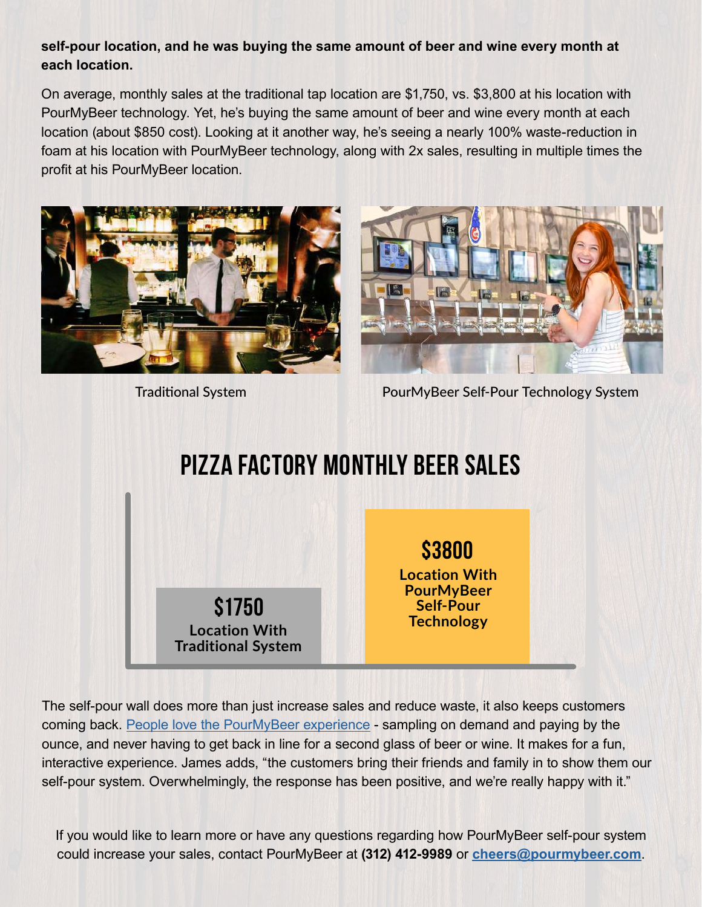**self-pour location, and he was buying the same amount of beer and wine every month at each location.**

On average, monthly sales at the traditional tap location are $1,750, vs. $3,800 at his location with PourMyBeer technology. Yet, he's buying the same amount of beer and wine every month at each location (about $850 cost). Looking at it another way, he's seeing a nearly 100% waste-reduction in foam at his location with PourMyBeer technology, along with 2x sales, resulting in multiple times the profit at his PourMyBeer location.

Traditional System

PourMyBeer Self-Pour Technology System

## PIZZA FACTORY MONTHLY BEER SALES

$1750

Location With Traditional System

$3800

Location With PourMyBeer Self-Pour Technology

The self-pour wall does more than just increase sales and reduce waste, it also keeps customers coming back. People love the PourMyBeer experience - sampling on demand and paying by the ounce, and never having to get back in line for a second glass of beer or wine. It makes for a fun, interactive experience. James adds, "the customers bring their friends and family in to show them our self-pour system. Overwhelmingly, the response has been positive, and we're really happy with it."

If you would like to learn more or have any questions regarding how PourMyBeer self-pour system could increase your sales, contact PourMyBeer at **(312) 412-9989** or **cheers@pourmybeer.com**.